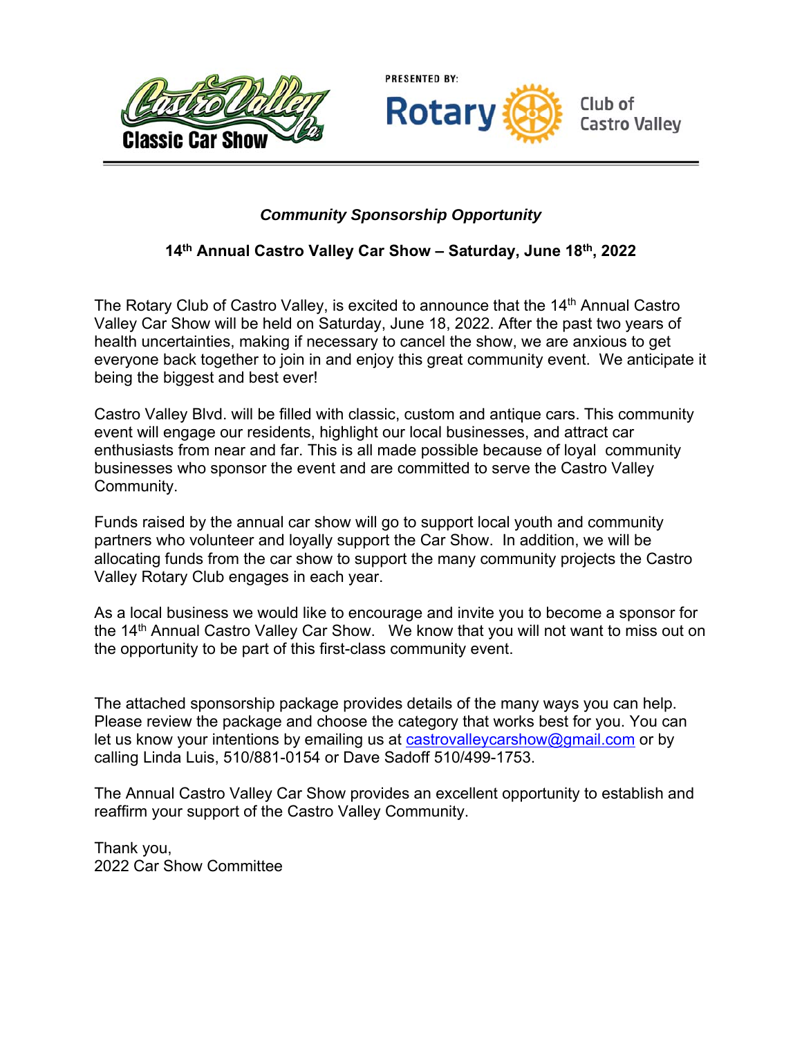Castro Valley Co. Classic Car Show

PRESENTED BY: Rotary Club of Castro Valley

***Community Sponsorship Opportunity***

**14th Annual Castro Valley Car Show – Saturday, June 18th, 2022**

The Rotary Club of Castro Valley, is excited to announce that the 14th Annual Castro Valley Car Show will be held on Saturday, June 18, 2022. After the past two years of health uncertainties, making if necessary to cancel the show, we are anxious to get everyone back together to join in and enjoy this great community event. We anticipate it being the biggest and best ever!

Castro Valley Blvd. will be filled with classic, custom and antique cars. This community event will engage our residents, highlight our local businesses, and attract car enthusiasts from near and far. This is all made possible because of loyal community businesses who sponsor the event and are committed to serve the Castro Valley Community.

Funds raised by the annual car show will go to support local youth and community partners who volunteer and loyally support the Car Show. In addition, we will be allocating funds from the car show to support the many community projects the Castro Valley Rotary Club engages in each year.

As a local business we would like to encourage and invite you to become a sponsor for the 14th Annual Castro Valley Car Show. We know that you will not want to miss out on the opportunity to be part of this first-class community event.

The attached sponsorship package provides details of the many ways you can help. Please review the package and choose the category that works best for you. You can let us know your intentions by emailing us at castrovalleycarshow@gmail.com or by calling Linda Luis, 510/881-0154 or Dave Sadoff 510/499-1753.

The Annual Castro Valley Car Show provides an excellent opportunity to establish and reaffirm your support of the Castro Valley Community.

Thank you,
2022 Car Show Committee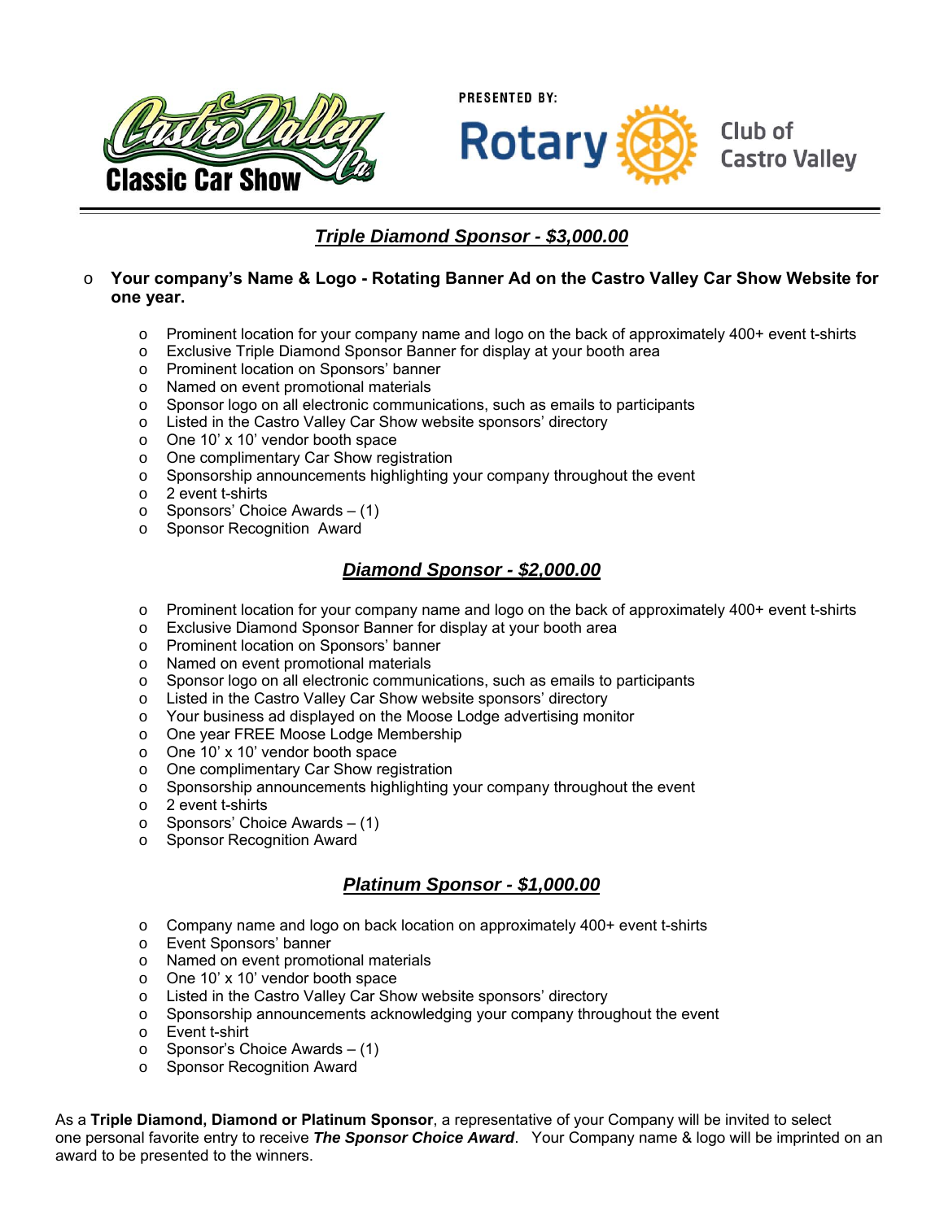Castro Valley Ca. Classic Car Show

PRESENTED BY: Rotary Club of Castro Valley

## Triple Diamond Sponsor - $3,000.00

- **Your company's Name & Logo - Rotating Banner Ad on the Castro Valley Car Show Website for one year.**
  - Prominent location for your company name and logo on the back of approximately 400+ event t-shirts
  - Exclusive Triple Diamond Sponsor Banner for display at your booth area
  - Prominent location on Sponsors' banner
  - Named on event promotional materials
  - Sponsor logo on all electronic communications, such as emails to participants
  - Listed in the Castro Valley Car Show website sponsors' directory
  - One 10' x 10' vendor booth space
  - One complimentary Car Show registration
  - Sponsorship announcements highlighting your company throughout the event
  - 2 event t-shirts
  - Sponsors' Choice Awards – (1)
  - Sponsor Recognition Award

## Diamond Sponsor - $2,000.00

- Prominent location for your company name and logo on the back of approximately 400+ event t-shirts
- Exclusive Diamond Sponsor Banner for display at your booth area
- Prominent location on Sponsors' banner
- Named on event promotional materials
- Sponsor logo on all electronic communications, such as emails to participants
- Listed in the Castro Valley Car Show website sponsors' directory
- Your business ad displayed on the Moose Lodge advertising monitor
- One year FREE Moose Lodge Membership
- One 10' x 10' vendor booth space
- One complimentary Car Show registration
- Sponsorship announcements highlighting your company throughout the event
- 2 event t-shirts
- Sponsors' Choice Awards – (1)
- Sponsor Recognition Award

## Platinum Sponsor - $1,000.00

- Company name and logo on back location on approximately 400+ event t-shirts
- Event Sponsors' banner
- Named on event promotional materials
- One 10' x 10' vendor booth space
- Listed in the Castro Valley Car Show website sponsors' directory
- Sponsorship announcements acknowledging your company throughout the event
- Event t-shirt
- Sponsor's Choice Awards – (1)
- Sponsor Recognition Award

As a **Triple Diamond, Diamond or Platinum Sponsor**, a representative of your Company will be invited to select one personal favorite entry to receive ***The Sponsor Choice Award***. Your Company name & logo will be imprinted on an award to be presented to the winners.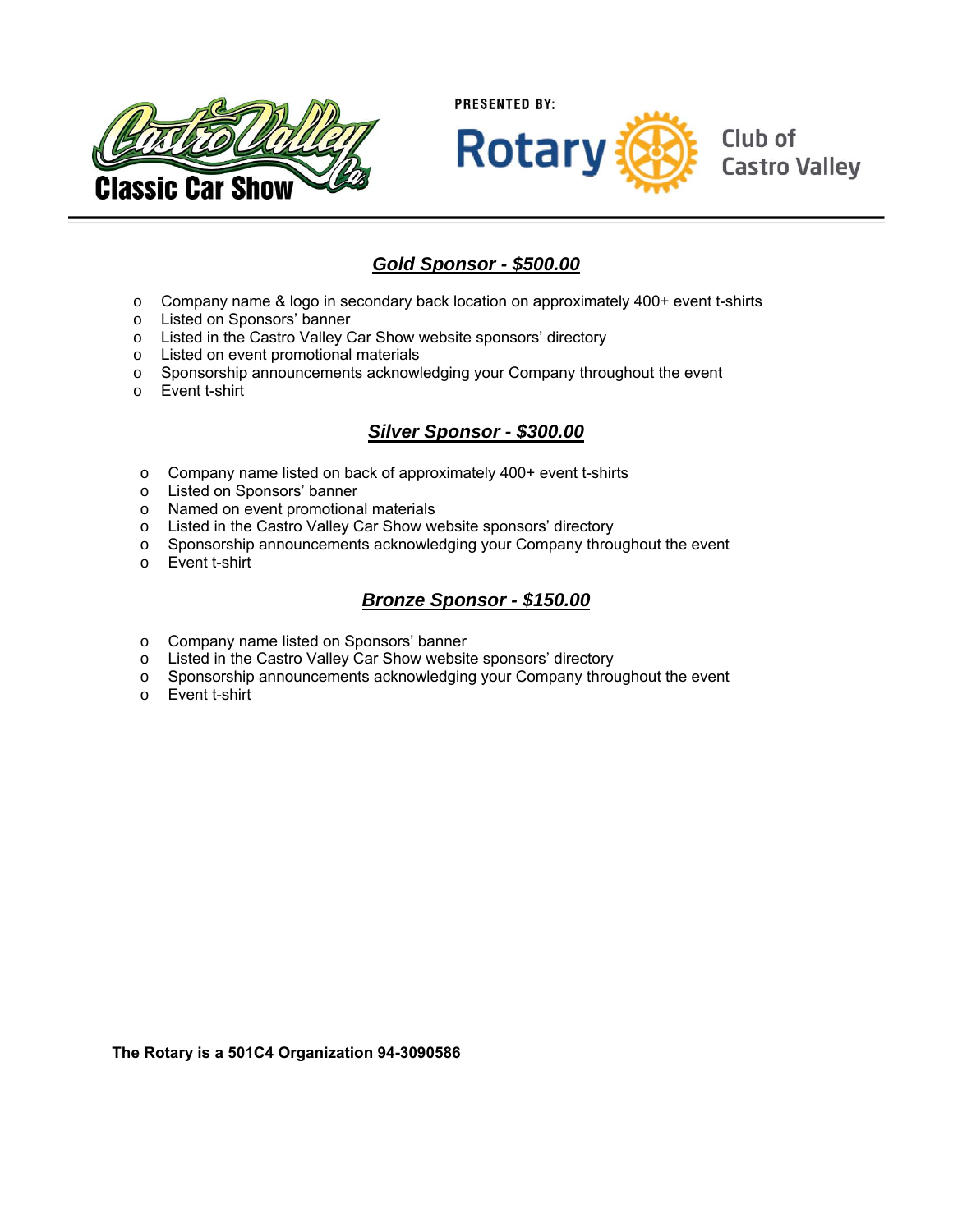Castro Valley Classic Car Show

PRESENTED BY: Rotary Club of Castro Valley

## ***Gold Sponsor - $500.00***

- Company name & logo in secondary back location on approximately 400+ event t-shirts
- Listed on Sponsors' banner
- Listed in the Castro Valley Car Show website sponsors' directory
- Listed on event promotional materials
- Sponsorship announcements acknowledging your Company throughout the event
- Event t-shirt

## ***Silver Sponsor - $300.00***

- Company name listed on back of approximately 400+ event t-shirts
- Listed on Sponsors' banner
- Named on event promotional materials
- Listed in the Castro Valley Car Show website sponsors' directory
- Sponsorship announcements acknowledging your Company throughout the event
- Event t-shirt

## ***Bronze Sponsor - $150.00***

- Company name listed on Sponsors' banner
- Listed in the Castro Valley Car Show website sponsors' directory
- Sponsorship announcements acknowledging your Company throughout the event
- Event t-shirt

**The Rotary is a 501C4 Organization 94-3090586**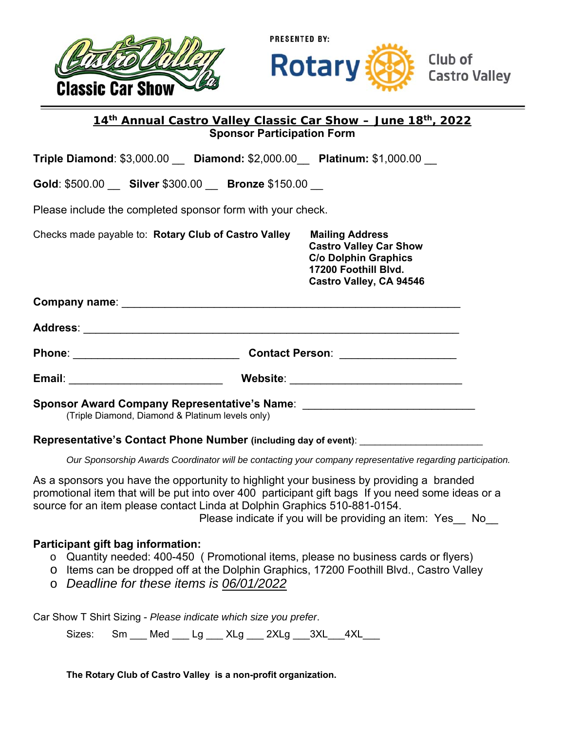Castro Valley Ca. Classic Car Show

PRESENTED BY:

Rotary Club of Castro Valley

## 14th Annual Castro Valley Classic Car Show – June 18th, 2022

**Sponsor Participation Form**

**Triple Diamond**: $3,000.00 __ **Diamond:** $2,000.00__ **Platinum:** $1,000.00 __

**Gold**: $500.00 __ **Silver** $300.00 __ **Bronze** $150.00 __

Please include the completed sponsor form with your check.

Checks made payable to: **Rotary Club of Castro Valley**

**Mailing Address**
**Castro Valley Car Show**
**C/o Dolphin Graphics**
**17200 Foothill Blvd.**
**Castro Valley, CA 94546**

**Company name**: ________________________________________________________

**Address**: ______________________________________________________________

**Phone**: ___________________________ **Contact Person**: ___________________

**Email**: _________________________ **Website**: ____________________________

**Sponsor Award Company Representative's Name**: ____________________________
(Triple Diamond, Diamond & Platinum levels only)

**Representative's Contact Phone Number (including day of event)**: _____________________

*Our Sponsorship Awards Coordinator will be contacting your company representative regarding participation.*

As a sponsors you have the opportunity to highlight your business by providing a branded promotional item that will be put into over 400 participant gift bags If you need some ideas or a source for an item please contact Linda at Dolphin Graphics 510-881-0154.

Please indicate if you will be providing an item: Yes__ No__

**Participant gift bag information:**

- Quantity needed: 400-450 ( Promotional items, please no business cards or flyers)
- Items can be dropped off at the Dolphin Graphics, 17200 Foothill Blvd., Castro Valley
- *Deadline for these items is 06/01/2022*

Car Show T Shirt Sizing - *Please indicate which size you prefer*.

Sizes: Sm ___ Med ___ Lg ___ XLg ___ 2XLg ___3XL___4XL___

**The Rotary Club of Castro Valley is a non-profit organization.**